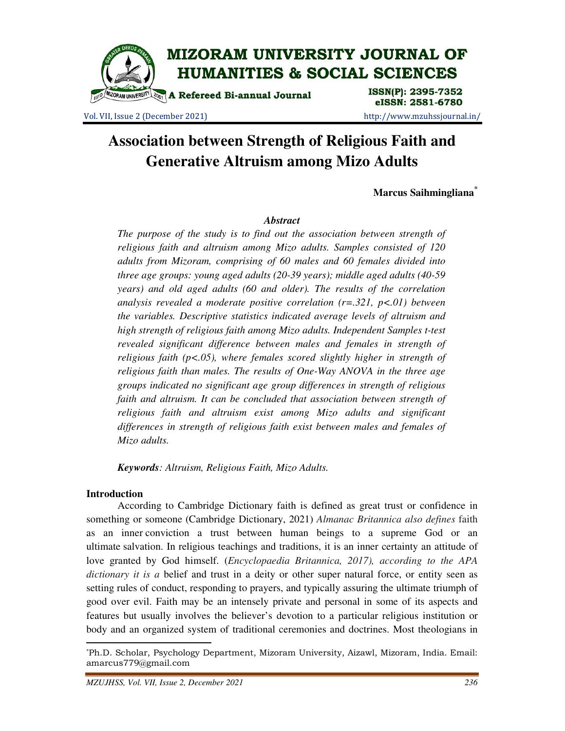# Association between Strength of Religious Faith and Generative Altruism among Mizo Adults

**Marcus Saihmingliana***

*Abstract*

*The purpose of the study is to find out the association between strength of religious faith and altruism among Mizo adults. Samples consisted of 120 adults from Mizoram, comprising of 60 males and 60 females divided into three age groups: young aged adults (20-39 years); middle aged adults (40-59 years) and old aged adults (60 and older). The results of the correlation analysis revealed a moderate positive correlation ($r=.321$, $p<.01$) between the variables. Descriptive statistics indicated average levels of altruism and high strength of religious faith among Mizo adults. Independent Samples t-test revealed significant difference between males and females in strength of religious faith ($p<.05$), where females scored slightly higher in strength of religious faith than males. The results of One-Way ANOVA in the three age groups indicated no significant age group differences in strength of religious faith and altruism. It can be concluded that association between strength of religious faith and altruism exist among Mizo adults and significant differences in strength of religious faith exist between males and females of Mizo adults.*

***Keywords**: Altruism, Religious Faith, Mizo Adults.*

## Introduction

According to Cambridge Dictionary faith is defined as great trust or confidence in something or someone (Cambridge Dictionary, 2021) *Almanac Britannica also defines* faith as an inner conviction a trust between human beings to a supreme God or an ultimate salvation. In religious teachings and traditions, it is an inner certainty an attitude of love granted by God himself. (*Encyclopaedia Britannica, 2017), according to the APA dictionary it is a* belief and trust in a deity or other super natural force, or entity seen as setting rules of conduct, responding to prayers, and typically assuring the ultimate triumph of good over evil. Faith may be an intensely private and personal in some of its aspects and features but usually involves the believer's devotion to a particular religious institution or body and an organized system of traditional ceremonies and doctrines. Most theologians in

---

*Ph.D. Scholar, Psychology Department, Mizoram University, Aizawl, Mizoram, India. Email: amarcus779@gmail.com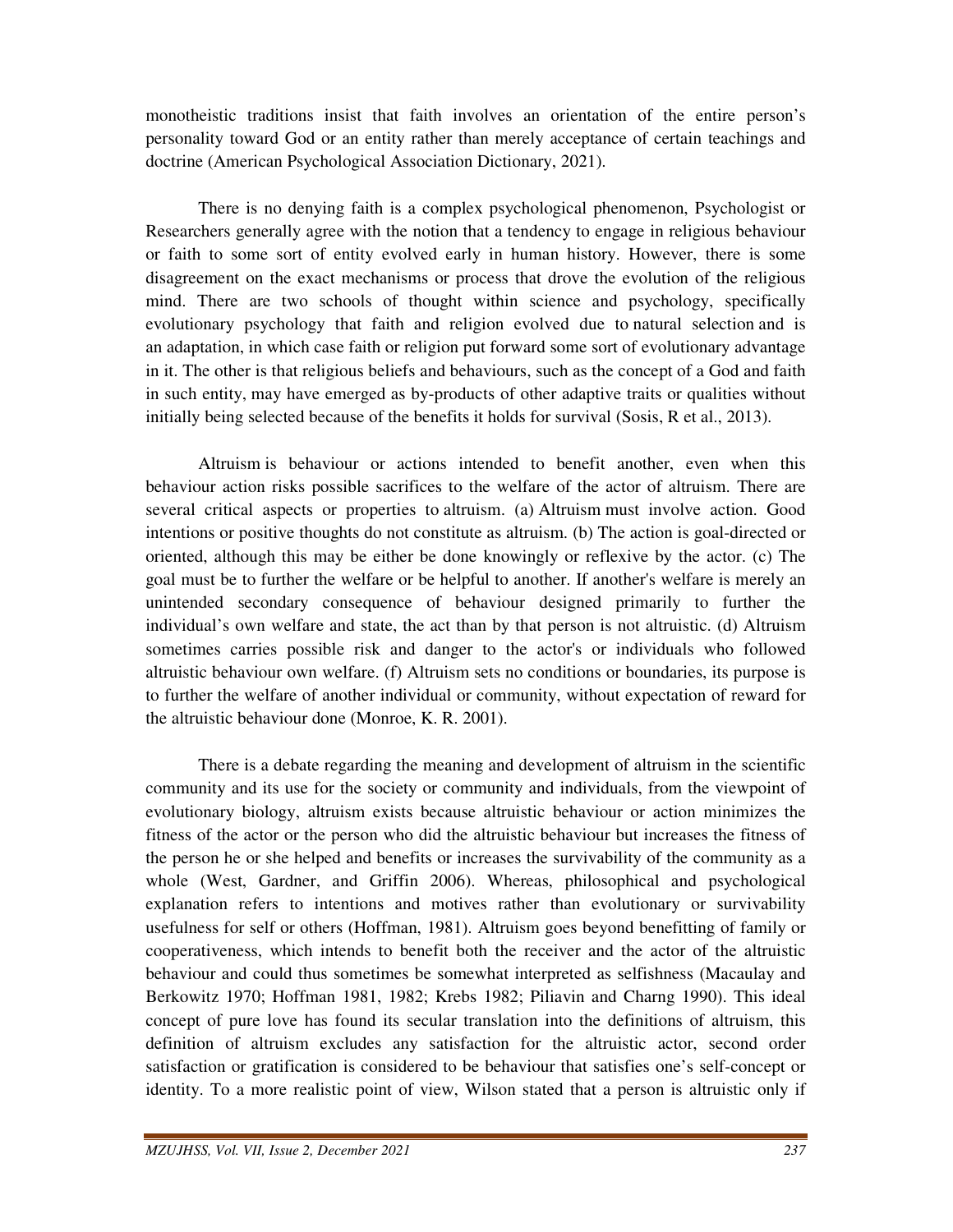monotheistic traditions insist that faith involves an orientation of the entire person's personality toward God or an entity rather than merely acceptance of certain teachings and doctrine (American Psychological Association Dictionary, 2021).

There is no denying faith is a complex psychological phenomenon, Psychologist or Researchers generally agree with the notion that a tendency to engage in religious behaviour or faith to some sort of entity evolved early in human history. However, there is some disagreement on the exact mechanisms or process that drove the evolution of the religious mind. There are two schools of thought within science and psychology, specifically evolutionary psychology that faith and religion evolved due to natural selection and is an adaptation, in which case faith or religion put forward some sort of evolutionary advantage in it. The other is that religious beliefs and behaviours, such as the concept of a God and faith in such entity, may have emerged as by-products of other adaptive traits or qualities without initially being selected because of the benefits it holds for survival (Sosis, R et al., 2013).

Altruism is behaviour or actions intended to benefit another, even when this behaviour action risks possible sacrifices to the welfare of the actor of altruism. There are several critical aspects or properties to altruism. (a) Altruism must involve action. Good intentions or positive thoughts do not constitute as altruism. (b) The action is goal-directed or oriented, although this may be either be done knowingly or reflexive by the actor. (c) The goal must be to further the welfare or be helpful to another. If another's welfare is merely an unintended secondary consequence of behaviour designed primarily to further the individual's own welfare and state, the act than by that person is not altruistic. (d) Altruism sometimes carries possible risk and danger to the actor's or individuals who followed altruistic behaviour own welfare. (f) Altruism sets no conditions or boundaries, its purpose is to further the welfare of another individual or community, without expectation of reward for the altruistic behaviour done (Monroe, K. R. 2001).

There is a debate regarding the meaning and development of altruism in the scientific community and its use for the society or community and individuals, from the viewpoint of evolutionary biology, altruism exists because altruistic behaviour or action minimizes the fitness of the actor or the person who did the altruistic behaviour but increases the fitness of the person he or she helped and benefits or increases the survivability of the community as a whole (West, Gardner, and Griffin 2006). Whereas, philosophical and psychological explanation refers to intentions and motives rather than evolutionary or survivability usefulness for self or others (Hoffman, 1981). Altruism goes beyond benefitting of family or cooperativeness, which intends to benefit both the receiver and the actor of the altruistic behaviour and could thus sometimes be somewhat interpreted as selfishness (Macaulay and Berkowitz 1970; Hoffman 1981, 1982; Krebs 1982; Piliavin and Charng 1990). This ideal concept of pure love has found its secular translation into the definitions of altruism, this definition of altruism excludes any satisfaction for the altruistic actor, second order satisfaction or gratification is considered to be behaviour that satisfies one's self-concept or identity. To a more realistic point of view, Wilson stated that a person is altruistic only if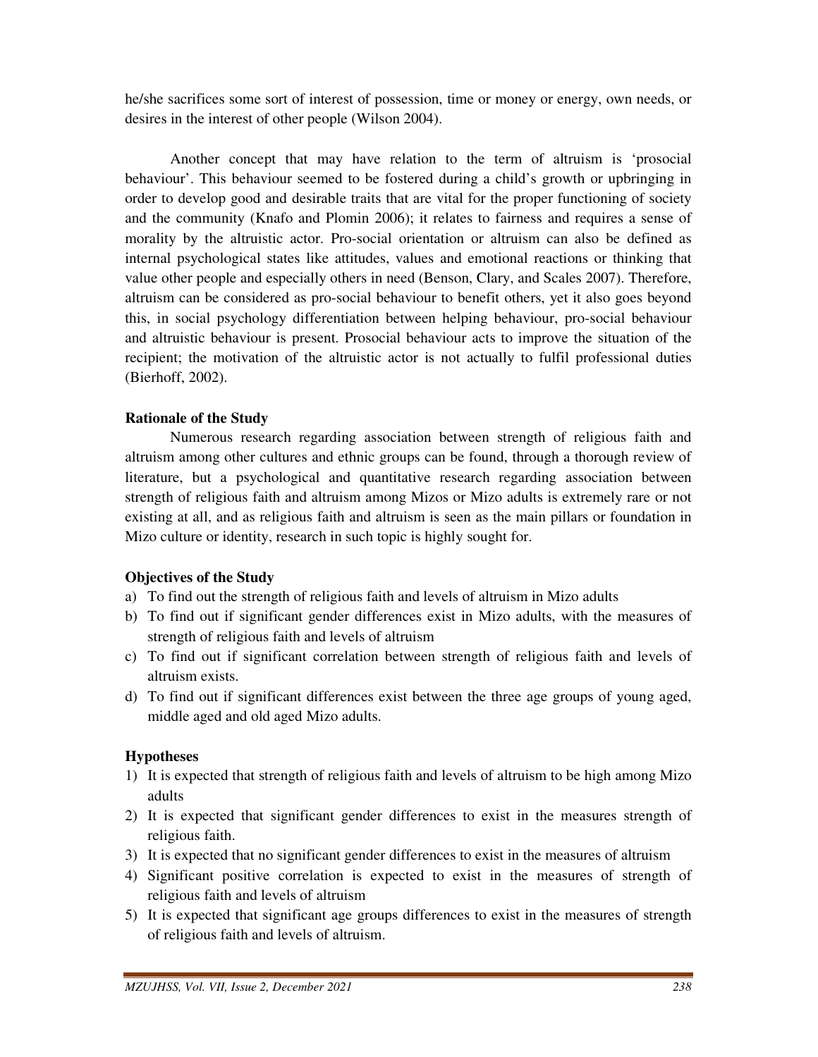he/she sacrifices some sort of interest of possession, time or money or energy, own needs, or desires in the interest of other people (Wilson 2004).

Another concept that may have relation to the term of altruism is 'prosocial behaviour'. This behaviour seemed to be fostered during a child's growth or upbringing in order to develop good and desirable traits that are vital for the proper functioning of society and the community (Knafo and Plomin 2006); it relates to fairness and requires a sense of morality by the altruistic actor. Pro-social orientation or altruism can also be defined as internal psychological states like attitudes, values and emotional reactions or thinking that value other people and especially others in need (Benson, Clary, and Scales 2007). Therefore, altruism can be considered as pro-social behaviour to benefit others, yet it also goes beyond this, in social psychology differentiation between helping behaviour, pro-social behaviour and altruistic behaviour is present. Prosocial behaviour acts to improve the situation of the recipient; the motivation of the altruistic actor is not actually to fulfil professional duties (Bierhoff, 2002).

**Rationale of the Study**

Numerous research regarding association between strength of religious faith and altruism among other cultures and ethnic groups can be found, through a thorough review of literature, but a psychological and quantitative research regarding association between strength of religious faith and altruism among Mizos or Mizo adults is extremely rare or not existing at all, and as religious faith and altruism is seen as the main pillars or foundation in Mizo culture or identity, research in such topic is highly sought for.

**Objectives of the Study**

a) To find out the strength of religious faith and levels of altruism in Mizo adults
b) To find out if significant gender differences exist in Mizo adults, with the measures of strength of religious faith and levels of altruism
c) To find out if significant correlation between strength of religious faith and levels of altruism exists.
d) To find out if significant differences exist between the three age groups of young aged, middle aged and old aged Mizo adults.

**Hypotheses**

1) It is expected that strength of religious faith and levels of altruism to be high among Mizo adults
2) It is expected that significant gender differences to exist in the measures strength of religious faith.
3) It is expected that no significant gender differences to exist in the measures of altruism
4) Significant positive correlation is expected to exist in the measures of strength of religious faith and levels of altruism
5) It is expected that significant age groups differences to exist in the measures of strength of religious faith and levels of altruism.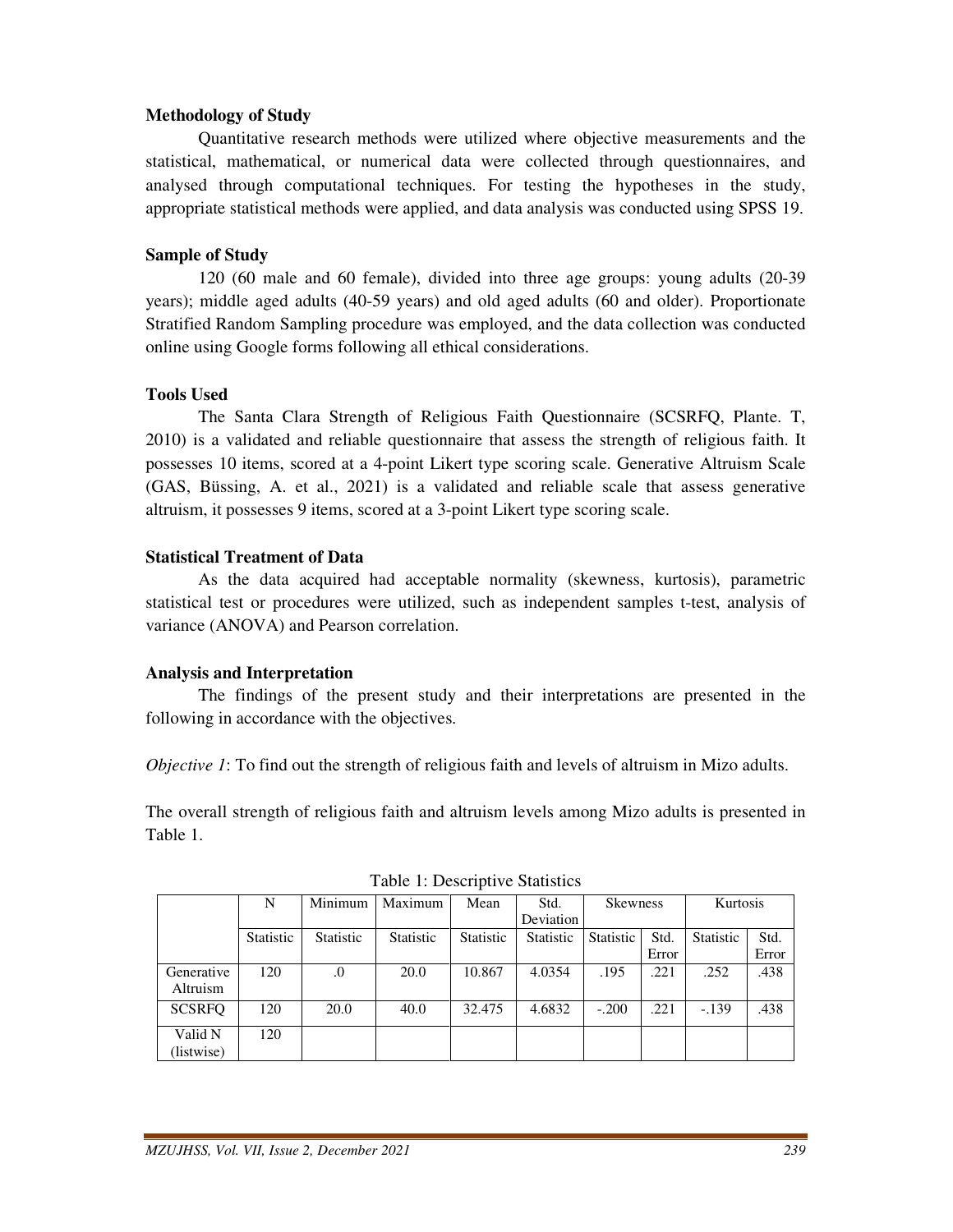**Methodology of Study**

Quantitative research methods were utilized where objective measurements and the statistical, mathematical, or numerical data were collected through questionnaires, and analysed through computational techniques. For testing the hypotheses in the study, appropriate statistical methods were applied, and data analysis was conducted using SPSS 19.

**Sample of Study**

120 (60 male and 60 female), divided into three age groups: young adults (20-39 years); middle aged adults (40-59 years) and old aged adults (60 and older). Proportionate Stratified Random Sampling procedure was employed, and the data collection was conducted online using Google forms following all ethical considerations.

**Tools Used**

The Santa Clara Strength of Religious Faith Questionnaire (SCSRFQ, Plante. T, 2010) is a validated and reliable questionnaire that assess the strength of religious faith. It possesses 10 items, scored at a 4-point Likert type scoring scale. Generative Altruism Scale (GAS, Büssing, A. et al., 2021) is a validated and reliable scale that assess generative altruism, it possesses 9 items, scored at a 3-point Likert type scoring scale.

**Statistical Treatment of Data**

As the data acquired had acceptable normality (skewness, kurtosis), parametric statistical test or procedures were utilized, such as independent samples t-test, analysis of variance (ANOVA) and Pearson correlation.

**Analysis and Interpretation**

The findings of the present study and their interpretations are presented in the following in accordance with the objectives.

*Objective 1*: To find out the strength of religious faith and levels of altruism in Mizo adults.

The overall strength of religious faith and altruism levels among Mizo adults is presented in Table 1.

Table 1: Descriptive Statistics

| | N | Minimum | Maximum | Mean | Std. Deviation | Skewness | | Kurtosis | |
|---|---|---|---|---|---|---|---|---|---|
| | Statistic | Statistic | Statistic | Statistic | Statistic | Statistic | Std. Error | Statistic | Std. Error |
| Generative Altruism | 120 | .0 | 20.0 | 10.867 | 4.0354 | .195 | .221 | .252 | .438 |
| SCSRFQ | 120 | 20.0 | 40.0 | 32.475 | 4.6832 | -.200 | .221 | -.139 | .438 |
| Valid N (listwise) | 120 | | | | | | | | |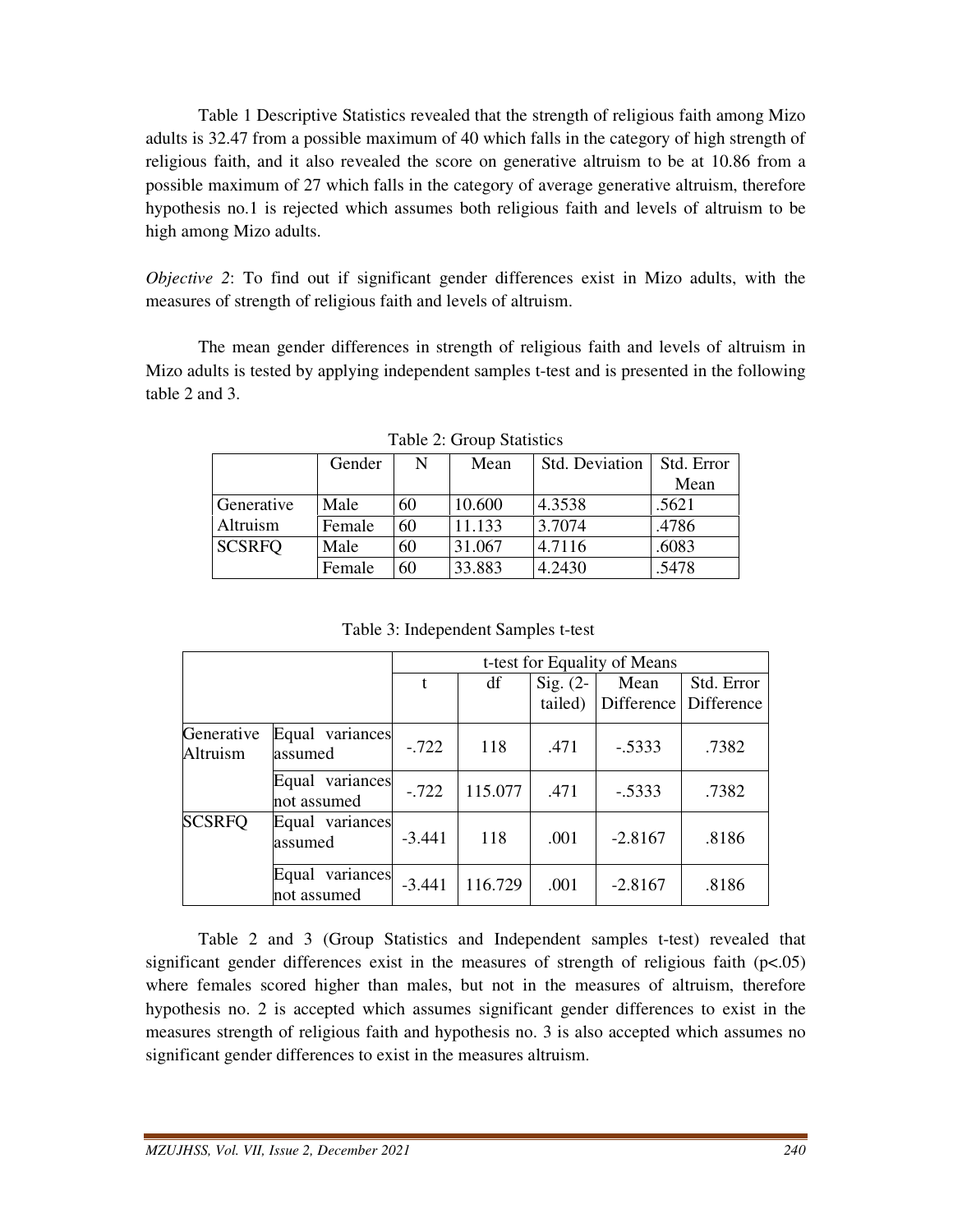Table 1 Descriptive Statistics revealed that the strength of religious faith among Mizo adults is 32.47 from a possible maximum of 40 which falls in the category of high strength of religious faith, and it also revealed the score on generative altruism to be at 10.86 from a possible maximum of 27 which falls in the category of average generative altruism, therefore hypothesis no.1 is rejected which assumes both religious faith and levels of altruism to be high among Mizo adults.

*Objective 2*: To find out if significant gender differences exist in Mizo adults, with the measures of strength of religious faith and levels of altruism.

The mean gender differences in strength of religious faith and levels of altruism in Mizo adults is tested by applying independent samples t-test and is presented in the following table 2 and 3.

Table 2: Group Statistics

| | Gender | N | Mean | Std. Deviation | Std. Error Mean |
|---|---|---|---|---|---|
| Generative Altruism | Male | 60 | 10.600 | 4.3538 | .5621 |
| | Female | 60 | 11.133 | 3.7074 | .4786 |
| SCSRFQ | Male | 60 | 31.067 | 4.7116 | .6083 |
| | Female | 60 | 33.883 | 4.2430 | .5478 |

Table 3: Independent Samples t-test

| | | t-test for Equality of Means | | | | |
|---|---|---|---|---|---|---|
| | | t | df | Sig. (2-tailed) | Mean Difference | Std. Error Difference |
| Generative Altruism | Equal variances assumed | -.722 | 118 | .471 | -.5333 | .7382 |
| | Equal variances not assumed | -.722 | 115.077 | .471 | -.5333 | .7382 |
| SCSRFQ | Equal variances assumed | -3.441 | 118 | .001 | -2.8167 | .8186 |
| | Equal variances not assumed | -3.441 | 116.729 | .001 | -2.8167 | .8186 |

Table 2 and 3 (Group Statistics and Independent samples t-test) revealed that significant gender differences exist in the measures of strength of religious faith ($p<.05$) where females scored higher than males, but not in the measures of altruism, therefore hypothesis no. 2 is accepted which assumes significant gender differences to exist in the measures strength of religious faith and hypothesis no. 3 is also accepted which assumes no significant gender differences to exist in the measures altruism.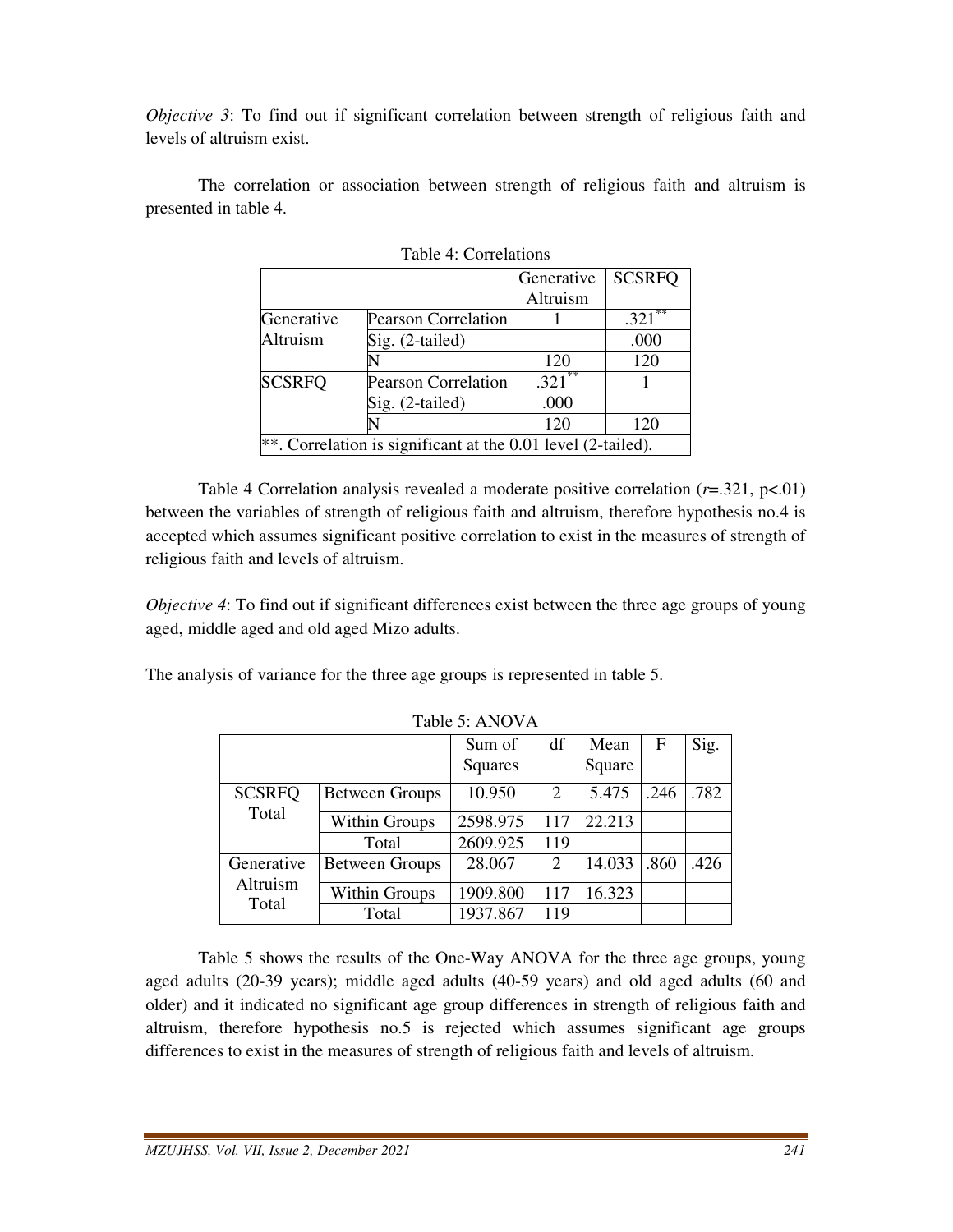*Objective 3*: To find out if significant correlation between strength of religious faith and levels of altruism exist.

The correlation or association between strength of religious faith and altruism is presented in table 4.

Table 4: Correlations

| | | Generative Altruism | SCSRFQ |
|---|---|---|---|
| Generative Altruism | Pearson Correlation | 1 | .321** |
| | Sig. (2-tailed) | | .000 |
| | N | 120 | 120 |
| SCSRFQ | Pearson Correlation | .321** | 1 |
| | Sig. (2-tailed) | .000 | |
| | N | 120 | 120 |
| **. Correlation is significant at the 0.01 level (2-tailed). | | | |

Table 4 Correlation analysis revealed a moderate positive correlation ($r$=.321, p<.01) between the variables of strength of religious faith and altruism, therefore hypothesis no.4 is accepted which assumes significant positive correlation to exist in the measures of strength of religious faith and levels of altruism.

*Objective 4*: To find out if significant differences exist between the three age groups of young aged, middle aged and old aged Mizo adults.

The analysis of variance for the three age groups is represented in table 5.

Table 5: ANOVA

| | | Sum of Squares | df | Mean Square | F | Sig. |
|---|---|---|---|---|---|---|
| SCSRFQ Total | Between Groups | 10.950 | 2 | 5.475 | .246 | .782 |
| | Within Groups | 2598.975 | 117 | 22.213 | | |
| | Total | 2609.925 | 119 | | | |
| Generative Altruism Total | Between Groups | 28.067 | 2 | 14.033 | .860 | .426 |
| | Within Groups | 1909.800 | 117 | 16.323 | | |
| | Total | 1937.867 | 119 | | | |

Table 5 shows the results of the One-Way ANOVA for the three age groups, young aged adults (20-39 years); middle aged adults (40-59 years) and old aged adults (60 and older) and it indicated no significant age group differences in strength of religious faith and altruism, therefore hypothesis no.5 is rejected which assumes significant age groups differences to exist in the measures of strength of religious faith and levels of altruism.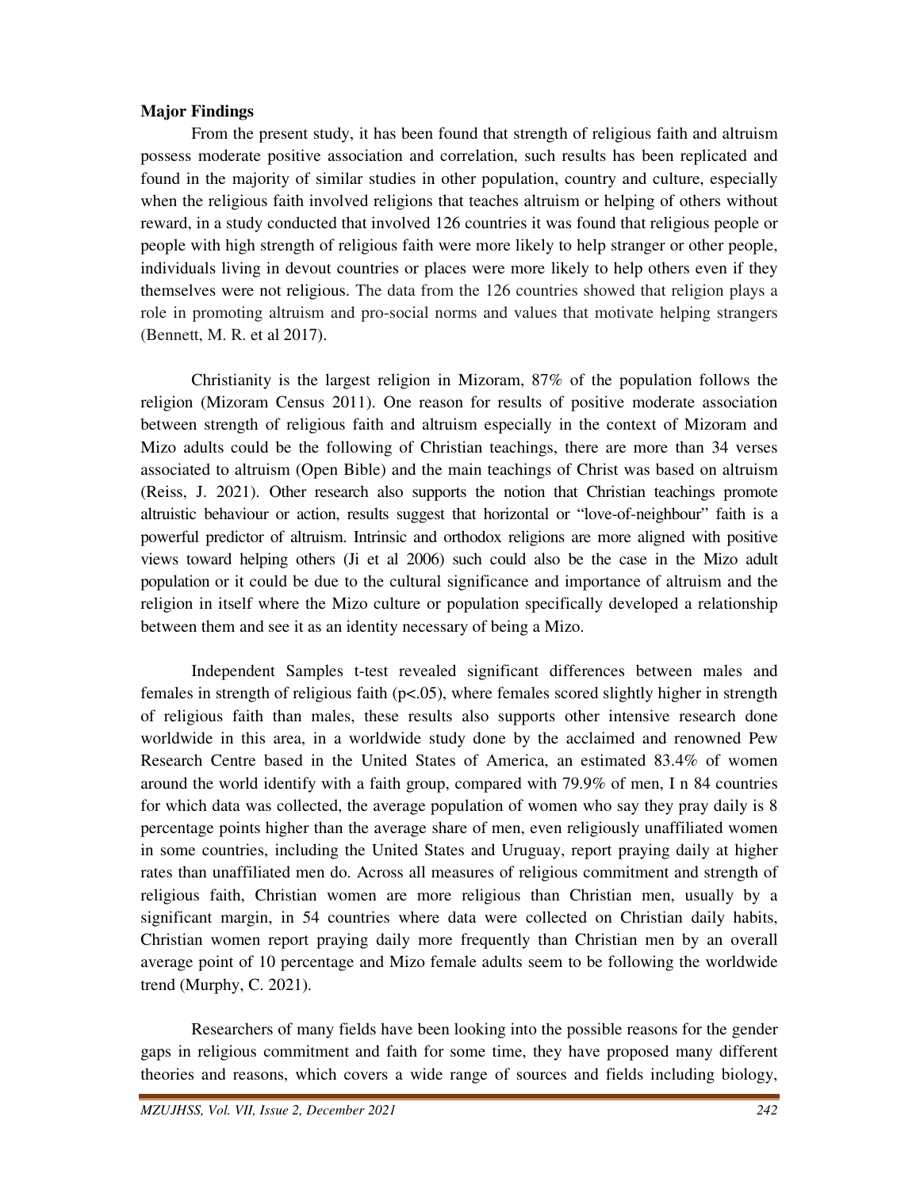**Major Findings**

From the present study, it has been found that strength of religious faith and altruism possess moderate positive association and correlation, such results has been replicated and found in the majority of similar studies in other population, country and culture, especially when the religious faith involved religions that teaches altruism or helping of others without reward, in a study conducted that involved 126 countries it was found that religious people or people with high strength of religious faith were more likely to help stranger or other people, individuals living in devout countries or places were more likely to help others even if they themselves were not religious. The data from the 126 countries showed that religion plays a role in promoting altruism and pro-social norms and values that motivate helping strangers (Bennett, M. R. et al 2017).

Christianity is the largest religion in Mizoram, 87% of the population follows the religion (Mizoram Census 2011). One reason for results of positive moderate association between strength of religious faith and altruism especially in the context of Mizoram and Mizo adults could be the following of Christian teachings, there are more than 34 verses associated to altruism (Open Bible) and the main teachings of Christ was based on altruism (Reiss, J. 2021). Other research also supports the notion that Christian teachings promote altruistic behaviour or action, results suggest that horizontal or "love-of-neighbour" faith is a powerful predictor of altruism. Intrinsic and orthodox religions are more aligned with positive views toward helping others (Ji et al 2006) such could also be the case in the Mizo adult population or it could be due to the cultural significance and importance of altruism and the religion in itself where the Mizo culture or population specifically developed a relationship between them and see it as an identity necessary of being a Mizo.

Independent Samples t-test revealed significant differences between males and females in strength of religious faith ($p<.05$), where females scored slightly higher in strength of religious faith than males, these results also supports other intensive research done worldwide in this area, in a worldwide study done by the acclaimed and renowned Pew Research Centre based in the United States of America, an estimated 83.4% of women around the world identify with a faith group, compared with 79.9% of men, I n 84 countries for which data was collected, the average population of women who say they pray daily is 8 percentage points higher than the average share of men, even religiously unaffiliated women in some countries, including the United States and Uruguay, report praying daily at higher rates than unaffiliated men do. Across all measures of religious commitment and strength of religious faith, Christian women are more religious than Christian men, usually by a significant margin, in 54 countries where data were collected on Christian daily habits, Christian women report praying daily more frequently than Christian men by an overall average point of 10 percentage and Mizo female adults seem to be following the worldwide trend (Murphy, C. 2021).

Researchers of many fields have been looking into the possible reasons for the gender gaps in religious commitment and faith for some time, they have proposed many different theories and reasons, which covers a wide range of sources and fields including biology,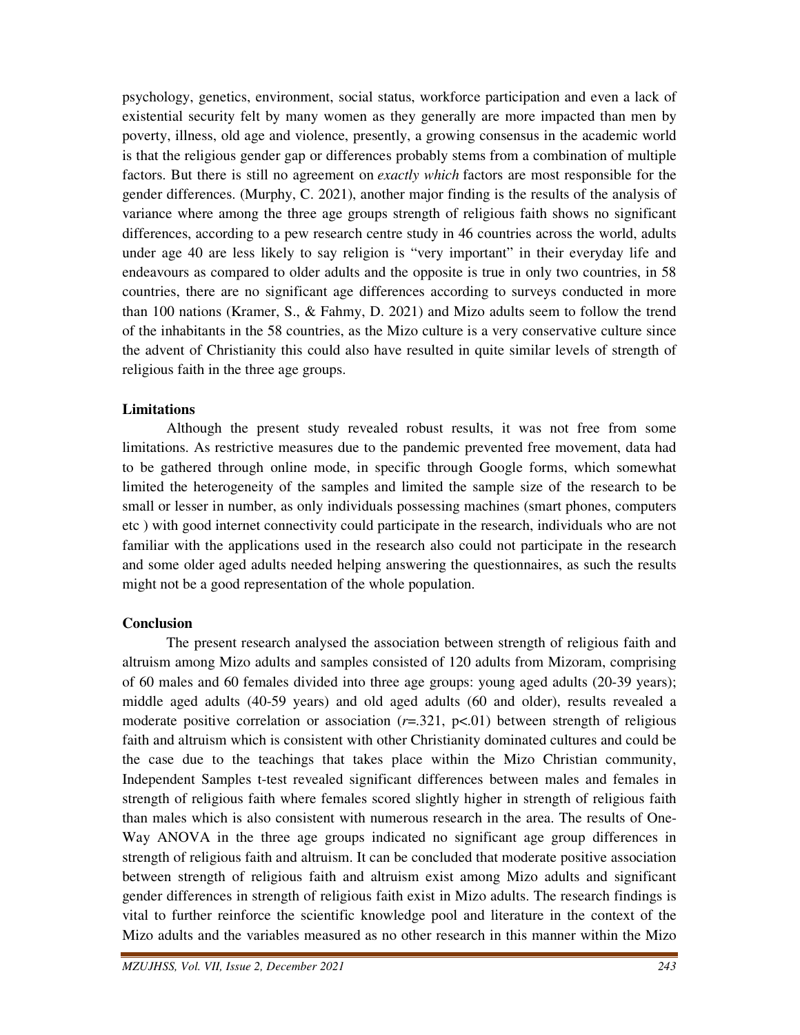psychology, genetics, environment, social status, workforce participation and even a lack of existential security felt by many women as they generally are more impacted than men by poverty, illness, old age and violence, presently, a growing consensus in the academic world is that the religious gender gap or differences probably stems from a combination of multiple factors. But there is still no agreement on *exactly which* factors are most responsible for the gender differences. (Murphy, C. 2021), another major finding is the results of the analysis of variance where among the three age groups strength of religious faith shows no significant differences, according to a pew research centre study in 46 countries across the world, adults under age 40 are less likely to say religion is "very important" in their everyday life and endeavours as compared to older adults and the opposite is true in only two countries, in 58 countries, there are no significant age differences according to surveys conducted in more than 100 nations (Kramer, S., & Fahmy, D. 2021) and Mizo adults seem to follow the trend of the inhabitants in the 58 countries, as the Mizo culture is a very conservative culture since the advent of Christianity this could also have resulted in quite similar levels of strength of religious faith in the three age groups.

**Limitations**

Although the present study revealed robust results, it was not free from some limitations. As restrictive measures due to the pandemic prevented free movement, data had to be gathered through online mode, in specific through Google forms, which somewhat limited the heterogeneity of the samples and limited the sample size of the research to be small or lesser in number, as only individuals possessing machines (smart phones, computers etc ) with good internet connectivity could participate in the research, individuals who are not familiar with the applications used in the research also could not participate in the research and some older aged adults needed helping answering the questionnaires, as such the results might not be a good representation of the whole population.

**Conclusion**

The present research analysed the association between strength of religious faith and altruism among Mizo adults and samples consisted of 120 adults from Mizoram, comprising of 60 males and 60 females divided into three age groups: young aged adults (20-39 years); middle aged adults (40-59 years) and old aged adults (60 and older), results revealed a moderate positive correlation or association ($r$=.321, $p$<.01) between strength of religious faith and altruism which is consistent with other Christianity dominated cultures and could be the case due to the teachings that takes place within the Mizo Christian community, Independent Samples t-test revealed significant differences between males and females in strength of religious faith where females scored slightly higher in strength of religious faith than males which is also consistent with numerous research in the area. The results of One-Way ANOVA in the three age groups indicated no significant age group differences in strength of religious faith and altruism. It can be concluded that moderate positive association between strength of religious faith and altruism exist among Mizo adults and significant gender differences in strength of religious faith exist in Mizo adults. The research findings is vital to further reinforce the scientific knowledge pool and literature in the context of the Mizo adults and the variables measured as no other research in this manner within the Mizo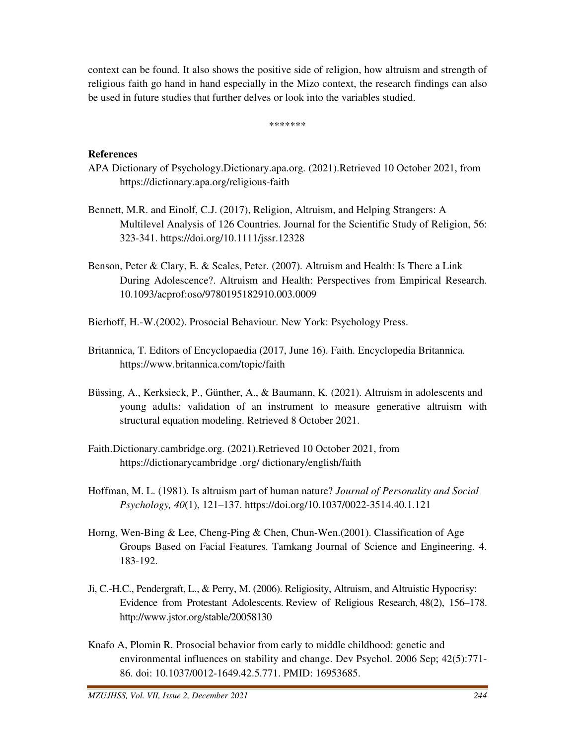context can be found. It also shows the positive side of religion, how altruism and strength of religious faith go hand in hand especially in the Mizo context, the research findings can also be used in future studies that further delves or look into the variables studied.

*******

**References**

APA Dictionary of Psychology.Dictionary.apa.org. (2021).Retrieved 10 October 2021, from https://dictionary.apa.org/religious-faith

Bennett, M.R. and Einolf, C.J. (2017), Religion, Altruism, and Helping Strangers: A Multilevel Analysis of 126 Countries. Journal for the Scientific Study of Religion, 56: 323-341. https://doi.org/10.1111/jssr.12328

Benson, Peter & Clary, E. & Scales, Peter. (2007). Altruism and Health: Is There a Link During Adolescence?. Altruism and Health: Perspectives from Empirical Research. 10.1093/acprof:oso/9780195182910.003.0009

Bierhoff, H.-W.(2002). Prosocial Behaviour. New York: Psychology Press.

Britannica, T. Editors of Encyclopaedia (2017, June 16). Faith. Encyclopedia Britannica. https://www.britannica.com/topic/faith

Büssing, A., Kerksieck, P., Günther, A., & Baumann, K. (2021). Altruism in adolescents and young adults: validation of an instrument to measure generative altruism with structural equation modeling. Retrieved 8 October 2021.

Faith.Dictionary.cambridge.org. (2021).Retrieved 10 October 2021, from https://dictionarycambridge .org/ dictionary/english/faith

Hoffman, M. L. (1981). Is altruism part of human nature? *Journal of Personality and Social Psychology, 40*(1), 121–137. https://doi.org/10.1037/0022-3514.40.1.121

Horng, Wen-Bing & Lee, Cheng-Ping & Chen, Chun-Wen.(2001). Classification of Age Groups Based on Facial Features. Tamkang Journal of Science and Engineering. 4. 183-192.

Ji, C.-H.C., Pendergraft, L., & Perry, M. (2006). Religiosity, Altruism, and Altruistic Hypocrisy: Evidence from Protestant Adolescents. Review of Religious Research, 48(2), 156–178. http://www.jstor.org/stable/20058130

Knafo A, Plomin R. Prosocial behavior from early to middle childhood: genetic and environmental influences on stability and change. Dev Psychol. 2006 Sep; 42(5):771-86. doi: 10.1037/0012-1649.42.5.771. PMID: 16953685.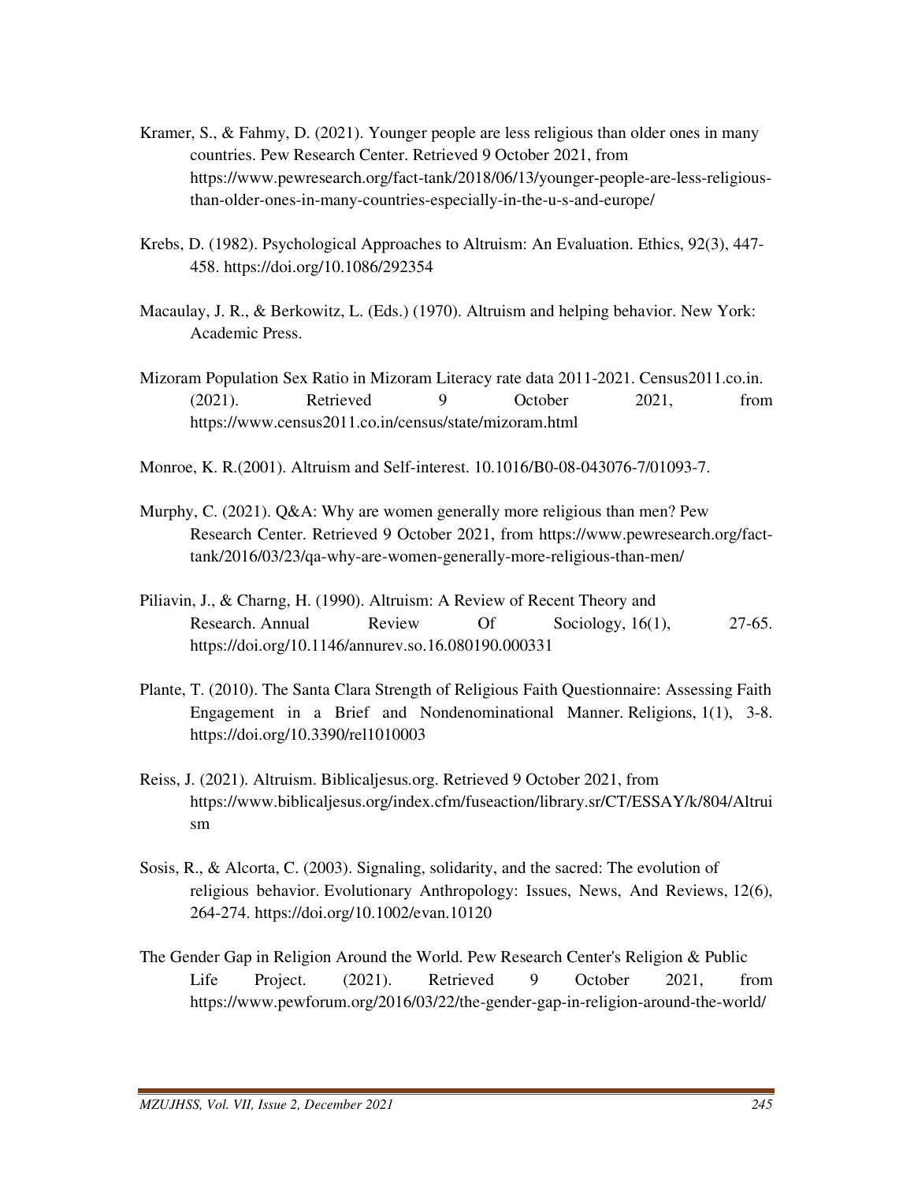Kramer, S., & Fahmy, D. (2021). Younger people are less religious than older ones in many countries. Pew Research Center. Retrieved 9 October 2021, from https://www.pewresearch.org/fact-tank/2018/06/13/younger-people-are-less-religious-than-older-ones-in-many-countries-especially-in-the-u-s-and-europe/

Krebs, D. (1982). Psychological Approaches to Altruism: An Evaluation. Ethics, 92(3), 447-458. https://doi.org/10.1086/292354

Macaulay, J. R., & Berkowitz, L. (Eds.) (1970). Altruism and helping behavior. New York: Academic Press.

Mizoram Population Sex Ratio in Mizoram Literacy rate data 2011-2021. Census2011.co.in. (2021). Retrieved 9 October 2021, from https://www.census2011.co.in/census/state/mizoram.html

Monroe, K. R.(2001). Altruism and Self-interest. 10.1016/B0-08-043076-7/01093-7.

Murphy, C. (2021). Q&A: Why are women generally more religious than men? Pew Research Center. Retrieved 9 October 2021, from https://www.pewresearch.org/fact-tank/2016/03/23/qa-why-are-women-generally-more-religious-than-men/

Piliavin, J., & Charng, H. (1990). Altruism: A Review of Recent Theory and Research. Annual Review Of Sociology, 16(1), 27-65. https://doi.org/10.1146/annurev.so.16.080190.000331

Plante, T. (2010). The Santa Clara Strength of Religious Faith Questionnaire: Assessing Faith Engagement in a Brief and Nondenominational Manner. Religions, 1(1), 3-8. https://doi.org/10.3390/rel1010003

Reiss, J. (2021). Altruism. Biblicaljesus.org. Retrieved 9 October 2021, from https://www.biblicaljesus.org/index.cfm/fuseaction/library.sr/CT/ESSAY/k/804/Altruism

Sosis, R., & Alcorta, C. (2003). Signaling, solidarity, and the sacred: The evolution of religious behavior. Evolutionary Anthropology: Issues, News, And Reviews, 12(6), 264-274. https://doi.org/10.1002/evan.10120

The Gender Gap in Religion Around the World. Pew Research Center's Religion & Public Life Project. (2021). Retrieved 9 October 2021, from https://www.pewforum.org/2016/03/22/the-gender-gap-in-religion-around-the-world/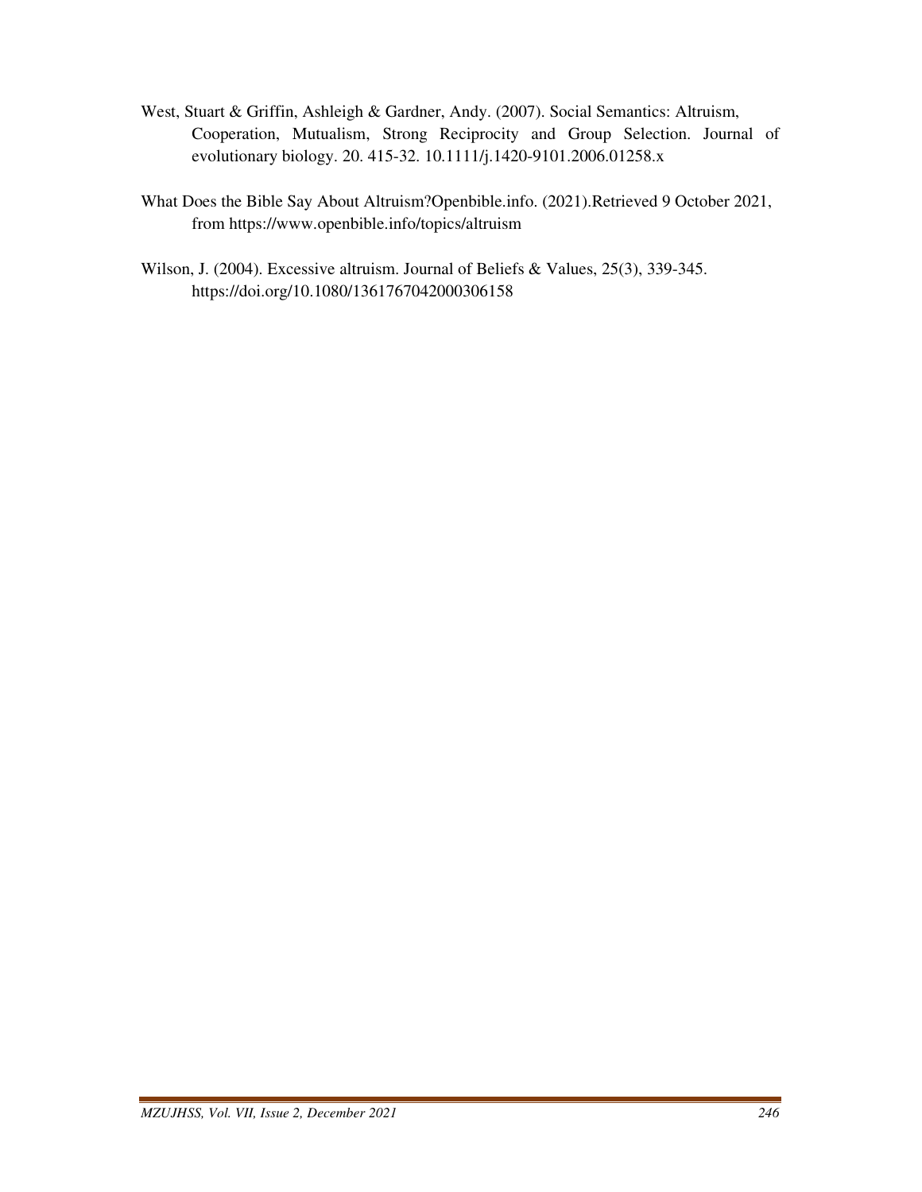West, Stuart & Griffin, Ashleigh & Gardner, Andy. (2007). Social Semantics: Altruism, Cooperation, Mutualism, Strong Reciprocity and Group Selection. Journal of evolutionary biology. 20. 415-32. 10.1111/j.1420-9101.2006.01258.x

What Does the Bible Say About Altruism?Openbible.info. (2021).Retrieved 9 October 2021, from https://www.openbible.info/topics/altruism

Wilson, J. (2004). Excessive altruism. Journal of Beliefs & Values, 25(3), 339-345. https://doi.org/10.1080/1361767042000306158